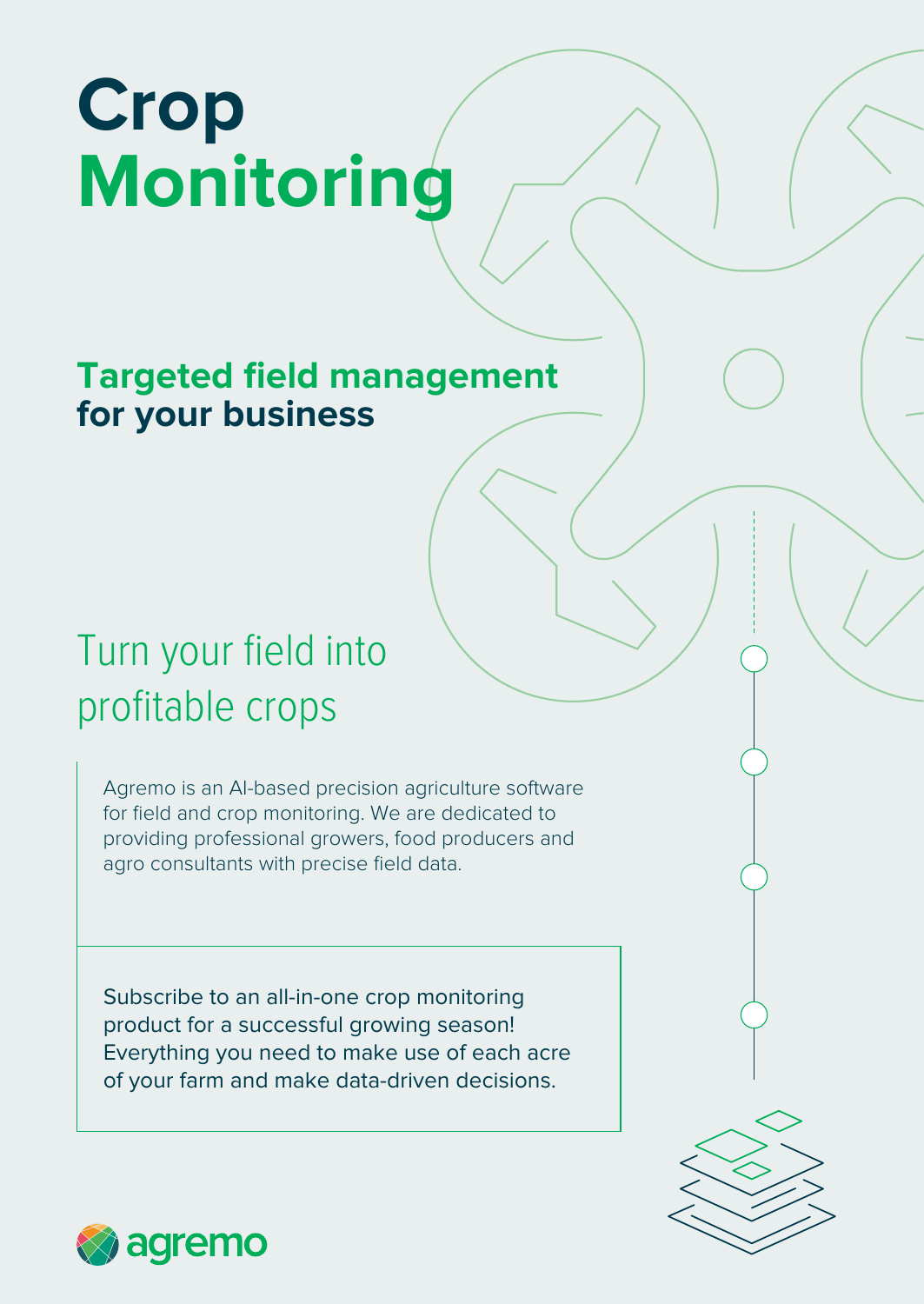# Crop Monitoring

## Targeted field management for your business

## Turn your field into profitable crops

Agremo is an AI-based precision agriculture software for field and crop monitoring. We are dedicated to providing professional growers, food producers and agro consultants with precise field data.

Subscribe to an all-in-one crop monitoring product for a successful growing season! Everything you need to make use of each acre of your farm and make data-driven decisions.

agremo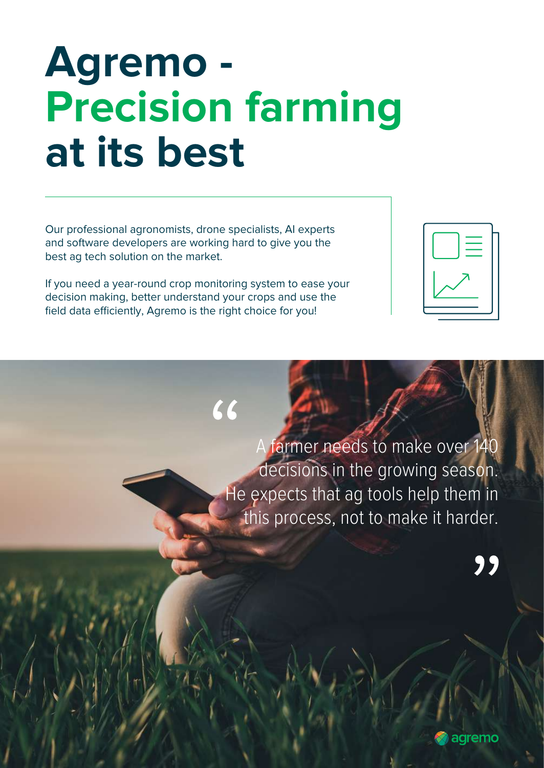# Agremo - Precision farming at its best

Our professional agronomists, drone specialists, AI experts and software developers are working hard to give you the best ag tech solution on the market.

If you need a year-round crop monitoring system to ease your decision making, better understand your crops and use the field data efficiently, Agremo is the right choice for you!

> "A farmer needs to make over 140 decisions in the growing season. He expects that ag tools help them in this process, not to make it harder."

agremo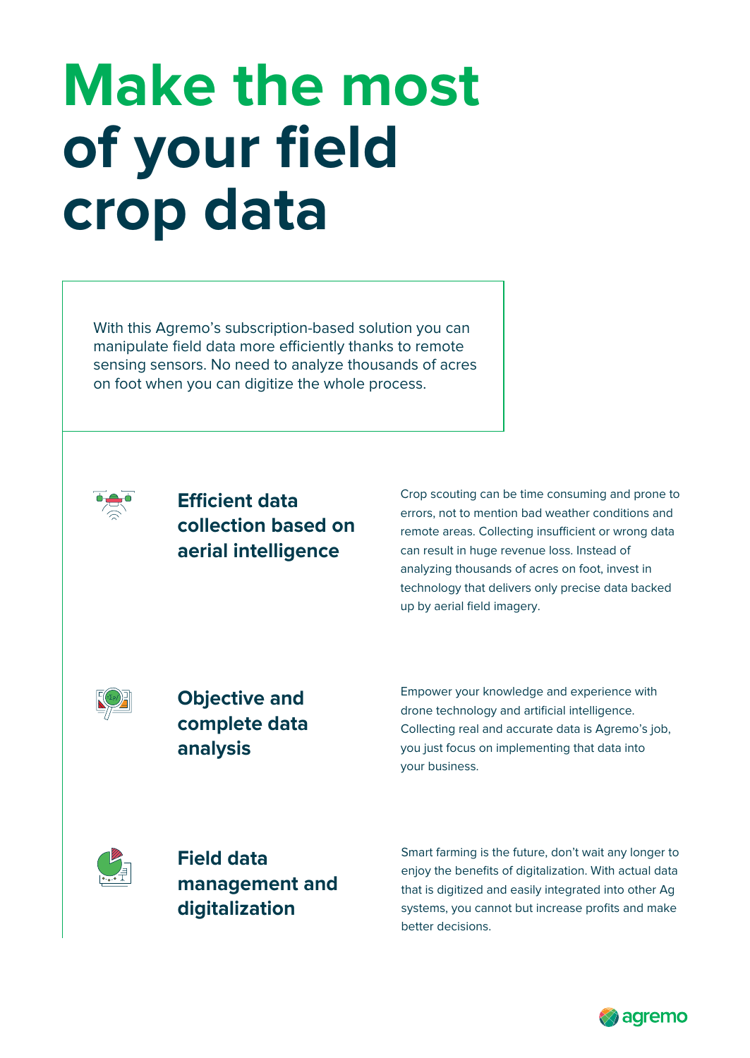# Make the most of your field crop data

With this Agremo's subscription-based solution you can manipulate field data more efficiently thanks to remote sensing sensors. No need to analyze thousands of acres on foot when you can digitize the whole process.

### Efficient data collection based on aerial intelligence

Crop scouting can be time consuming and prone to errors, not to mention bad weather conditions and remote areas. Collecting insufficient or wrong data can result in huge revenue loss. Instead of analyzing thousands of acres on foot, invest in technology that delivers only precise data backed up by aerial field imagery.

### Objective and complete data analysis

Empower your knowledge and experience with drone technology and artificial intelligence. Collecting real and accurate data is Agremo's job, you just focus on implementing that data into your business.

### Field data management and digitalization

Smart farming is the future, don't wait any longer to enjoy the benefits of digitalization. With actual data that is digitized and easily integrated into other Ag systems, you cannot but increase profits and make better decisions.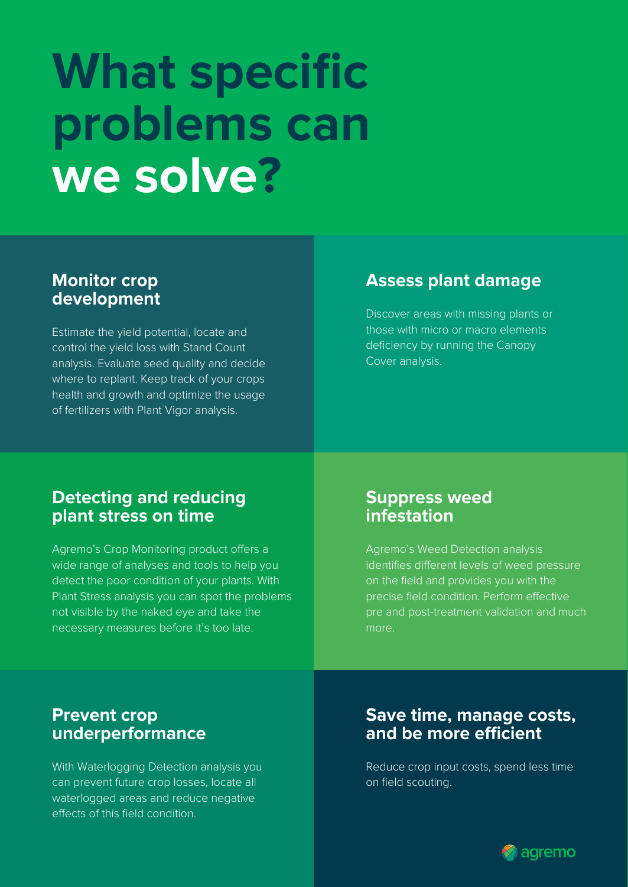# What specific problems can we solve?

## Monitor crop development

Estimate the yield potential, locate and control the yield loss with Stand Count analysis. Evaluate seed quality and decide where to replant. Keep track of your crops health and growth and optimize the usage of fertilizers with Plant Vigor analysis.

## Assess plant damage

Discover areas with missing plants or those with micro or macro elements deficiency by running the Canopy Cover analysis.

## Detecting and reducing plant stress on time

Agremo's Crop Monitoring product offers a wide range of analyses and tools to help you detect the poor condition of your plants. With Plant Stress analysis you can spot the problems not visible by the naked eye and take the necessary measures before it's too late.

## Suppress weed infestation

Agremo's Weed Detection analysis identifies different levels of weed pressure on the field and provides you with the precise field condition. Perform effective pre and post-treatment validation and much more.

## Prevent crop underperformance

With Waterlogging Detection analysis you can prevent future crop losses, locate all waterlogged areas and reduce negative effects of this field condition.

## Save time, manage costs, and be more efficient

Reduce crop input costs, spend less time on field scouting.

agremo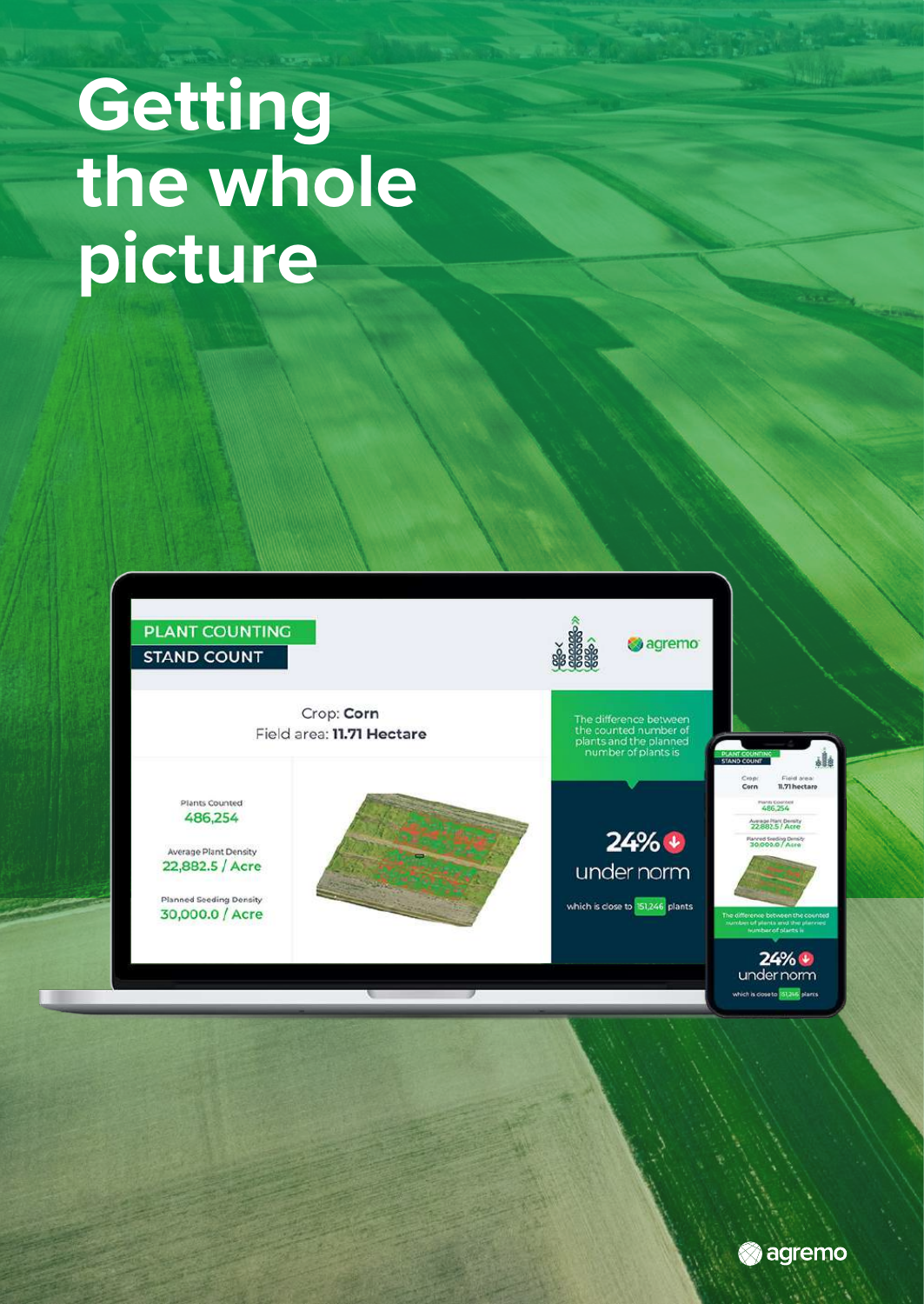# Getting the whole picture

PLANT COUNTING

STAND COUNT

Crop: **Corn**

Field area: **11.71 Hectare**

Plants Counted

486,254

Average Plant Density

22,882.5 / Acre

Planned Seeding Density

30,000.0 / Acre

The difference between the counted number of plants and the planned number of plants is

24%

under norm

which is close to 151,246 plants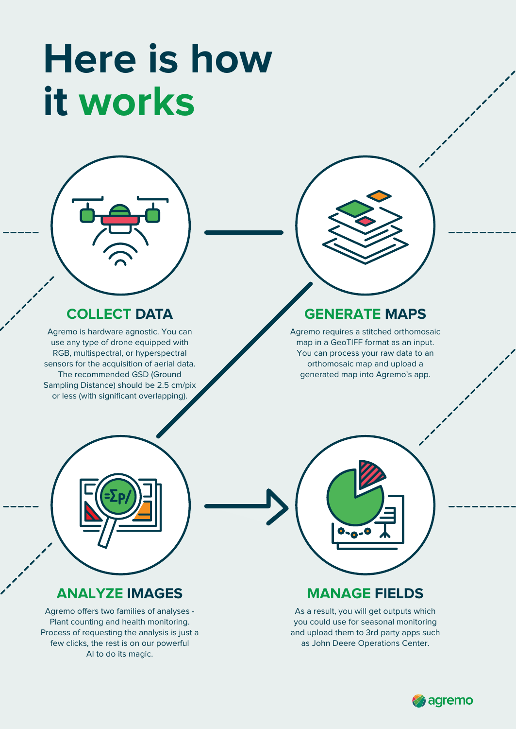# Here is how it works

## COLLECT DATA

Agremo is hardware agnostic. You can use any type of drone equipped with RGB, multispectral, or hyperspectral sensors for the acquisition of aerial data. The recommended GSD (Ground Sampling Distance) should be 2.5 cm/pix or less (with significant overlapping).

## GENERATE MAPS

Agremo requires a stitched orthomosaic map in a GeoTIFF format as an input. You can process your raw data to an orthomosaic map and upload a generated map into Agremo's app.

## ANALYZE IMAGES

Agremo offers two families of analyses - Plant counting and health monitoring. Process of requesting the analysis is just a few clicks, the rest is on our powerful AI to do its magic.

## MANAGE FIELDS

As a result, you will get outputs which you could use for seasonal monitoring and upload them to 3rd party apps such as John Deere Operations Center.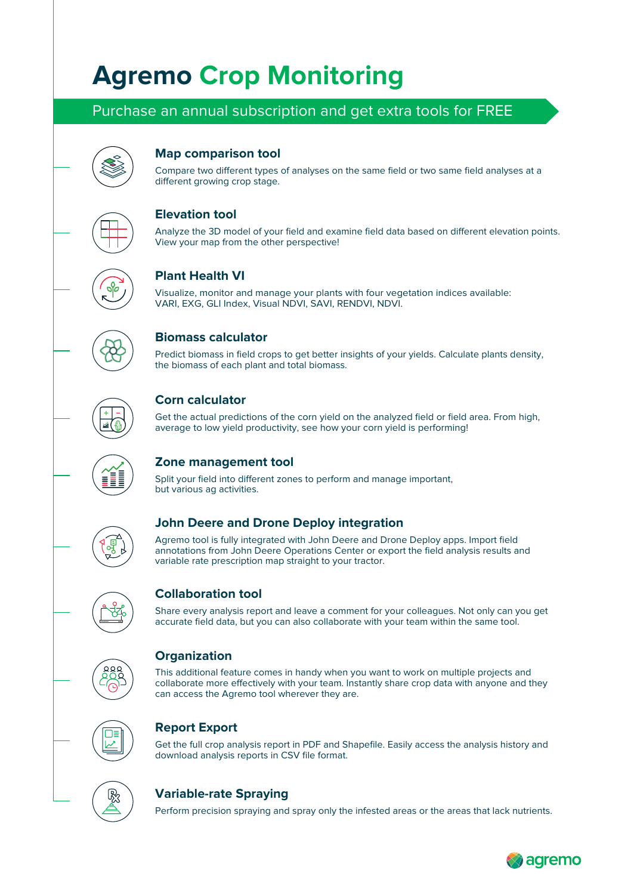# Agremo Crop Monitoring

Purchase an annual subscription and get extra tools for FREE

### Map comparison tool

Compare two different types of analyses on the same field or two same field analyses at a different growing crop stage.

### Elevation tool

Analyze the 3D model of your field and examine field data based on different elevation points. View your map from the other perspective!

### Plant Health VI

Visualize, monitor and manage your plants with four vegetation indices available: VARI, EXG, GLI Index, Visual NDVI, SAVI, RENDVI, NDVI.

### Biomass calculator

Predict biomass in field crops to get better insights of your yields. Calculate plants density, the biomass of each plant and total biomass.

### Corn calculator

Get the actual predictions of the corn yield on the analyzed field or field area. From high, average to low yield productivity, see how your corn yield is performing!

### Zone management tool

Split your field into different zones to perform and manage important, but various ag activities.

### John Deere and Drone Deploy integration

Agremo tool is fully integrated with John Deere and Drone Deploy apps. Import field annotations from John Deere Operations Center or export the field analysis results and variable rate prescription map straight to your tractor.

### Collaboration tool

Share every analysis report and leave a comment for your colleagues. Not only can you get accurate field data, but you can also collaborate with your team within the same tool.

### Organization

This additional feature comes in handy when you want to work on multiple projects and collaborate more effectively with your team. Instantly share crop data with anyone and they can access the Agremo tool wherever they are.

### Report Export

Get the full crop analysis report in PDF and Shapefile. Easily access the analysis history and download analysis reports in CSV file format.

### Variable-rate Spraying

Perform precision spraying and spray only the infested areas or the areas that lack nutrients.

agremo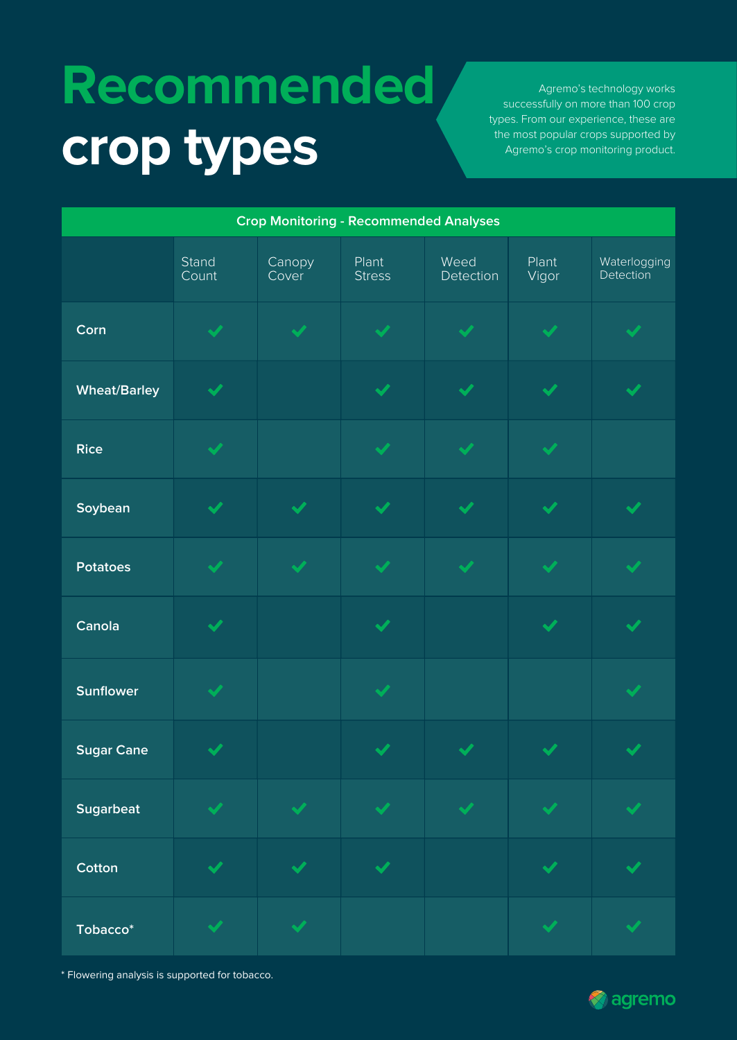# Recommended crop types

Agremo's technology works successfully on more than 100 crop types. From our experience, these are the most popular crops supported by Agremo's crop monitoring product.

| Crop Monitoring - Recommended Analyses | | | | | | |
|---|---|---|---|---|---|---|
| | Stand Count | Canopy Cover | Plant Stress | Weed Detection | Plant Vigor | Waterlogging Detection |
| **Corn** | ✔ | ✔ | ✔ | ✔ | ✔ | ✔ |
| **Wheat/Barley** | ✔ | | ✔ | ✔ | ✔ | ✔ |
| **Rice** | ✔ | | ✔ | ✔ | ✔ | |
| **Soybean** | ✔ | ✔ | ✔ | ✔ | ✔ | ✔ |
| **Potatoes** | ✔ | ✔ | ✔ | ✔ | ✔ | ✔ |
| **Canola** | ✔ | | ✔ | | ✔ | ✔ |
| **Sunflower** | ✔ | | ✔ | | | ✔ |
| **Sugar Cane** | ✔ | | ✔ | ✔ | ✔ | ✔ |
| **Sugarbeat** | ✔ | ✔ | ✔ | ✔ | ✔ | ✔ |
| **Cotton** | ✔ | ✔ | ✔ | | ✔ | ✔ |
| **Tobacco*** | ✔ | ✔ | | | ✔ | ✔ |

* Flowering analysis is supported for tobacco.

agremo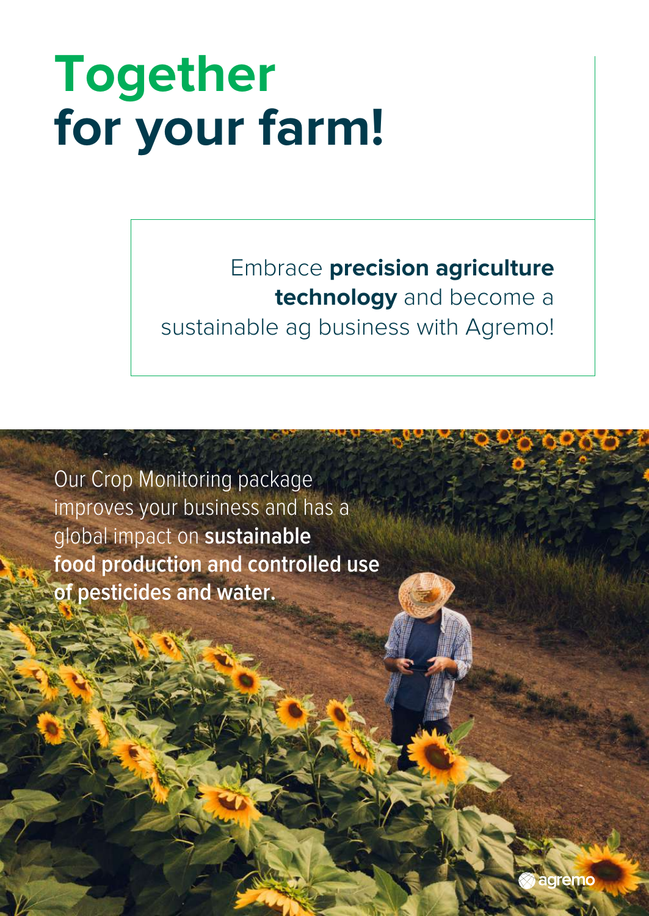# Together for your farm!

Embrace **precision agriculture technology** and become a sustainable ag business with Agremo!

Our Crop Monitoring package improves your business and has a global impact on **sustainable food production and controlled use of pesticides and water.**

agremo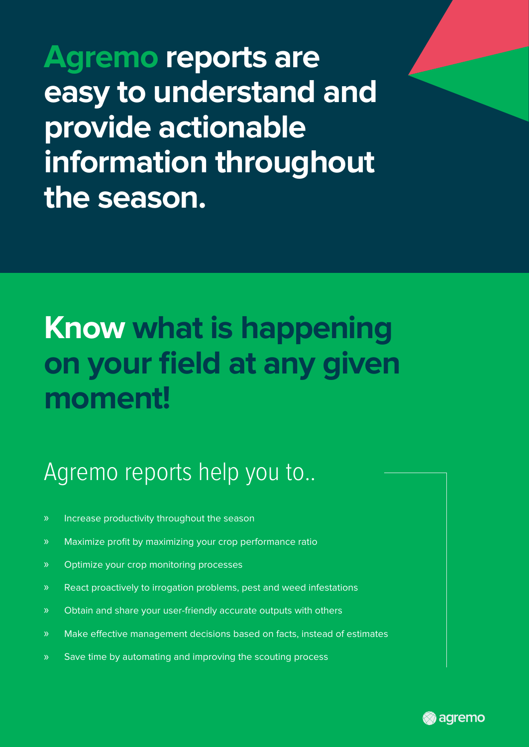# Agremo reports are easy to understand and provide actionable information throughout the season.

## Know what is happening on your field at any given moment!

### Agremo reports help you to..

- Increase productivity throughout the season
- Maximize profit by maximizing your crop performance ratio
- Optimize your crop monitoring processes
- React proactively to irrogation problems, pest and weed infestations
- Obtain and share your user-friendly accurate outputs with others
- Make effective management decisions based on facts, instead of estimates
- Save time by automating and improving the scouting process

agremo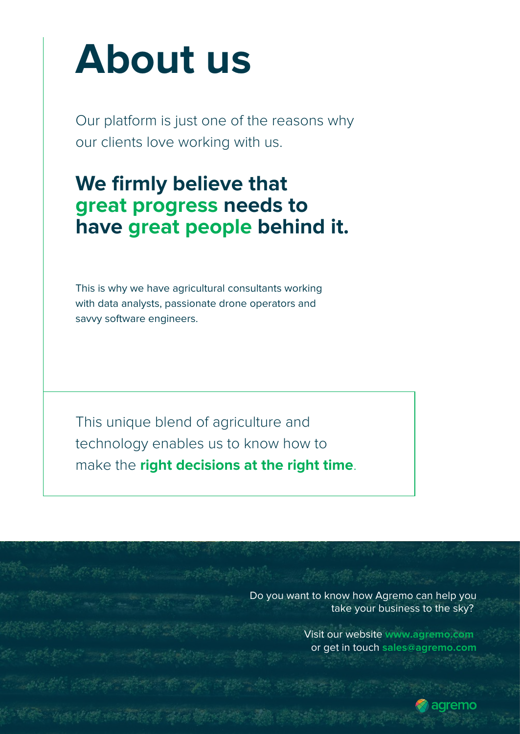# About us

Our platform is just one of the reasons why our clients love working with us.

## We firmly believe that great progress needs to have great people behind it.

This is why we have agricultural consultants working with data analysts, passionate drone operators and savvy software engineers.

This unique blend of agriculture and technology enables us to know how to make the **right decisions at the right time**.

Do you want to know how Agremo can help you take your business to the sky?

Visit our website **www.agremo.com**
or get in touch **sales@agremo.com**

agremo